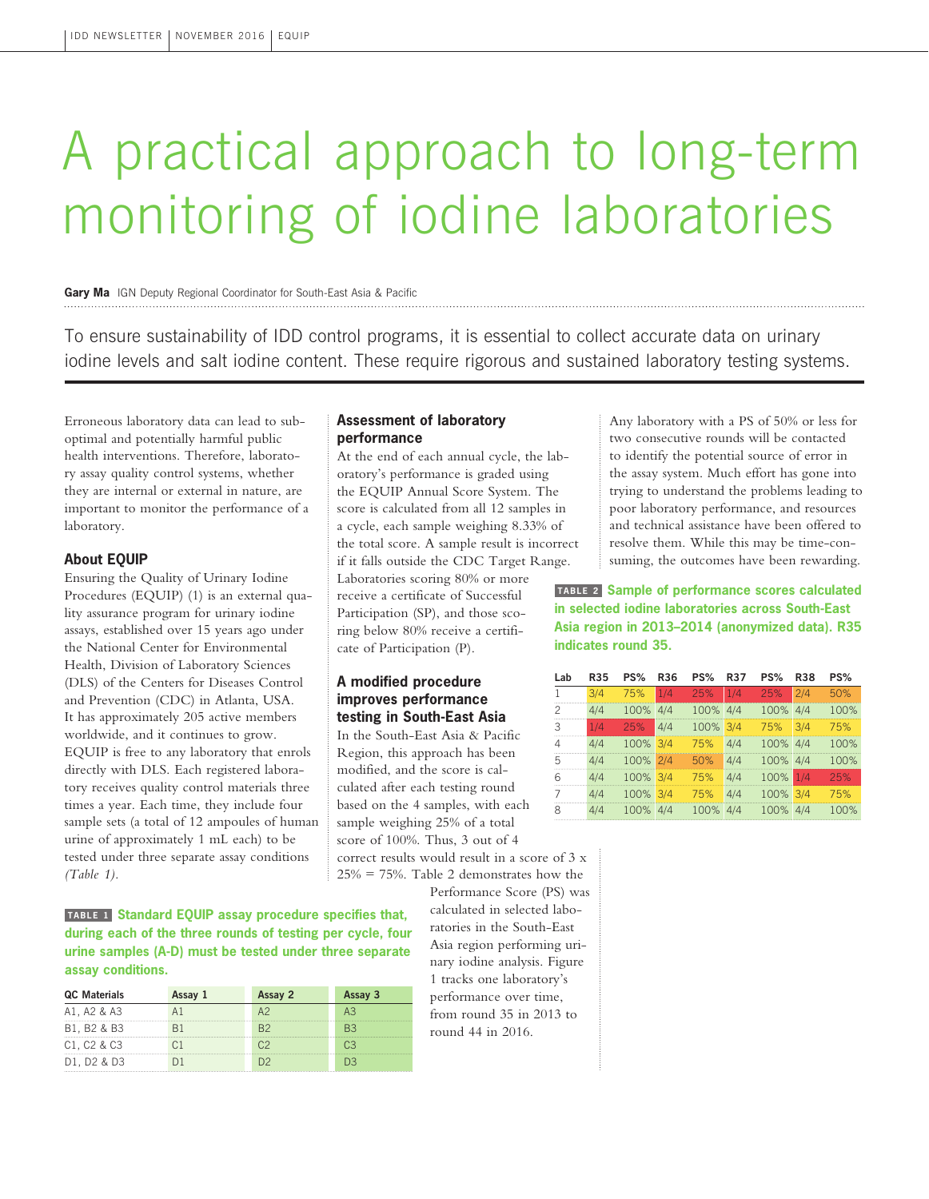# A practical approach to long-term monitoring of iodine laboratories

**Gary Ma** IGN Deputy Regional Coordinator for South-East Asia & Pacific

To ensure sustainability of IDD control programs, it is essential to collect accurate data on urinary iodine levels and salt iodine content. These require rigorous and sustained laboratory testing systems.

Erroneous laboratory data can lead to suboptimal and potentially harmful public health interventions. Therefore, laboratory assay quality control systems, whether they are internal or external in nature, are important to monitor the performance of a laboratory.

### About EQUIP

Ensuring the Quality of Urinary Iodine Procedures (EQUIP) (1) is an external quality assurance program for urinary iodine assays, established over 15 years ago under the National Center for Environmental Health, Division of Laboratory Sciences (DLS) of the Centers for Diseases Control and Prevention (CDC) in Atlanta, USA. It has approximately 205 active members worldwide, and it continues to grow. EQUIP is free to any laboratory that enrols directly with DLS. Each registered laboratory receives quality control materials three times a year. Each time, they include four sample sets (a total of 12 ampoules of human urine of approximately 1 mL each) to be tested under three separate assay conditions *(Table 1)*.

**TABLE 1** **Standard EQUIP assay procedure specifies that, during each of the three rounds of testing per cycle, four urine samples (A-D) must be tested under three separate assay conditions.**

| QC Materials | Assay 1 | Assay 2 | Assay 3 |
|---|---|---|---|
| A1, A2 & A3 | A1 | A2 | A3 |
| B1, B2 & B3 | B1 | B2 | B3 |
| C1, C2 & C3 | C1 | C2 | C3 |
| D1, D2 & D3 | D1 | D2 | D3 |

### Assessment of laboratory performance

At the end of each annual cycle, the laboratory's performance is graded using the EQUIP Annual Score System. The score is calculated from all 12 samples in a cycle, each sample weighing 8.33% of the total score. A sample result is incorrect if it falls outside the CDC Target Range. Laboratories scoring 80% or more receive a certificate of Successful Participation (SP), and those scoring below 80% receive a certificate of Participation (P).

### A modified procedure improves performance testing in South-East Asia

In the South-East Asia & Pacific Region, this approach has been modified, and the score is calculated after each testing round based on the 4 samples, with each sample weighing 25% of a total score of 100%. Thus, 3 out of 4 correct results would result in a score of 3 x 25% = 75%. Table 2 demonstrates how the Performance Score (PS) was calculated in selected laboratories in the South-East Asia region performing urinary iodine analysis. Figure 1 tracks one laboratory's performance over time, from round 35 in 2013 to round 44 in 2016.

Any laboratory with a PS of 50% or less for two consecutive rounds will be contacted to identify the potential source of error in the assay system. Much effort has gone into trying to understand the problems leading to poor laboratory performance, and resources and technical assistance have been offered to resolve them. While this may be time-consuming, the outcomes have been rewarding.

**TABLE 2** **Sample of performance scores calculated in selected iodine laboratories across South-East Asia region in 2013–2014 (anonymized data). R35 indicates round 35.**

| Lab | R35 | PS% | R36 | PS% | R37 | PS% | R38 | PS% |
|---|---|---|---|---|---|---|---|---|
| 1 | 3/4 | 75% | 1/4 | 25% | 1/4 | 25% | 2/4 | 50% |
| 2 | 4/4 | 100% | 4/4 | 100% | 4/4 | 100% | 4/4 | 100% |
| 3 | 1/4 | 25% | 4/4 | 100% | 3/4 | 75% | 3/4 | 75% |
| 4 | 4/4 | 100% | 3/4 | 75% | 4/4 | 100% | 4/4 | 100% |
| 5 | 4/4 | 100% | 2/4 | 50% | 4/4 | 100% | 4/4 | 100% |
| 6 | 4/4 | 100% | 3/4 | 75% | 4/4 | 100% | 1/4 | 25% |
| 7 | 4/4 | 100% | 3/4 | 75% | 4/4 | 100% | 3/4 | 75% |
| 8 | 4/4 | 100% | 4/4 | 100% | 4/4 | 100% | 4/4 | 100% |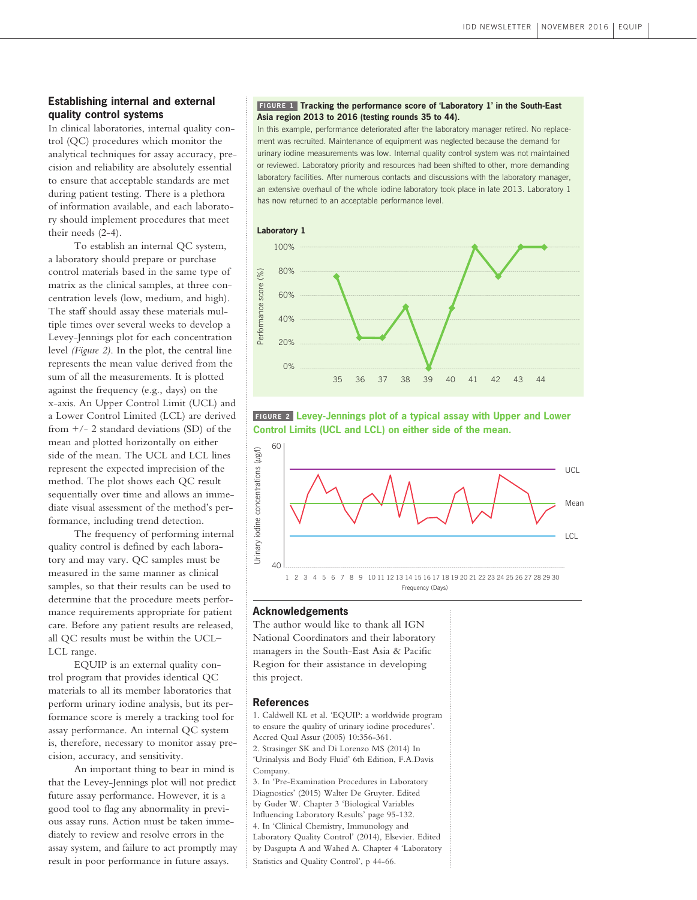## Establishing internal and external quality control systems

In clinical laboratories, internal quality control (QC) procedures which monitor the analytical techniques for assay accuracy, precision and reliability are absolutely essential to ensure that acceptable standards are met during patient testing. There is a plethora of information available, and each laboratory should implement procedures that meet their needs (2-4).

To establish an internal QC system, a laboratory should prepare or purchase control materials based in the same type of matrix as the clinical samples, at three concentration levels (low, medium, and high). The staff should assay these materials multiple times over several weeks to develop a Levey-Jennings plot for each concentration level *(Figure 2)*. In the plot, the central line represents the mean value derived from the sum of all the measurements. It is plotted against the frequency (e.g., days) on the x-axis. An Upper Control Limit (UCL) and a Lower Control Limited (LCL) are derived from +/- 2 standard deviations (SD) of the mean and plotted horizontally on either side of the mean. The UCL and LCL lines represent the expected imprecision of the method. The plot shows each QC result sequentially over time and allows an immediate visual assessment of the method's performance, including trend detection.

The frequency of performing internal quality control is defined by each laboratory and may vary. QC samples must be measured in the same manner as clinical samples, so that their results can be used to determine that the procedure meets performance requirements appropriate for patient care. Before any patient results are released, all QC results must be within the UCL–LCL range.

EQUIP is an external quality control program that provides identical QC materials to all its member laboratories that perform urinary iodine analysis, but its performance score is merely a tracking tool for assay performance. An internal QC system is, therefore, necessary to monitor assay precision, accuracy, and sensitivity.

An important thing to bear in mind is that the Levey-Jennings plot will not predict future assay performance. However, it is a good tool to flag any abnormality in previous assay runs. Action must be taken immediately to review and resolve errors in the assay system, and failure to act promptly may result in poor performance in future assays.

**FIGURE 1 Tracking the performance score of 'Laboratory 1' in the South-East Asia region 2013 to 2016 (testing rounds 35 to 44).**

In this example, performance deteriorated after the laboratory manager retired. No replacement was recruited. Maintenance of equipment was neglected because the demand for urinary iodine measurements was low. Internal quality control system was not maintained or reviewed. Laboratory priority and resources had been shifted to other, more demanding laboratory facilities. After numerous contacts and discussions with the laboratory manager, an extensive overhaul of the whole iodine laboratory took place in late 2013. Laboratory 1 has now returned to an acceptable performance level.

Laboratory 1

Performance score (%)

100%
80%
60%
40%
20%
0%

35 36 37 38 39 40 41 42 43 44

**FIGURE 2 Levey-Jennings plot of a typical assay with Upper and Lower Control Limits (UCL and LCL) on either side of the mean.**

Urinary iodine concentrations (µg/l)

60
40

UCL
Mean
LCL

1 2 3 4 5 6 7 8 9 10 11 12 13 14 15 16 17 18 19 20 21 22 23 24 25 26 27 28 29 30

Frequency (Days)

## Acknowledgements

The author would like to thank all IGN National Coordinators and their laboratory managers in the South-East Asia & Pacific Region for their assistance in developing this project.

## References

1. Caldwell KL et al. 'EQUIP: a worldwide program to ensure the quality of urinary iodine procedures'. Accred Qual Assur (2005) 10:356-361.
2. Strasinger SK and Di Lorenzo MS (2014) In 'Urinalysis and Body Fluid' 6th Edition, F.A.Davis Company.
3. In 'Pre-Examination Procedures in Laboratory Diagnostics' (2015) Walter De Gruyter. Edited by Guder W. Chapter 3 'Biological Variables Influencing Laboratory Results' page 95-132.
4. In 'Clinical Chemistry, Immunology and Laboratory Quality Control' (2014), Elsevier. Edited by Dasgupta A and Wahed A. Chapter 4 'Laboratory Statistics and Quality Control', p 44-66.